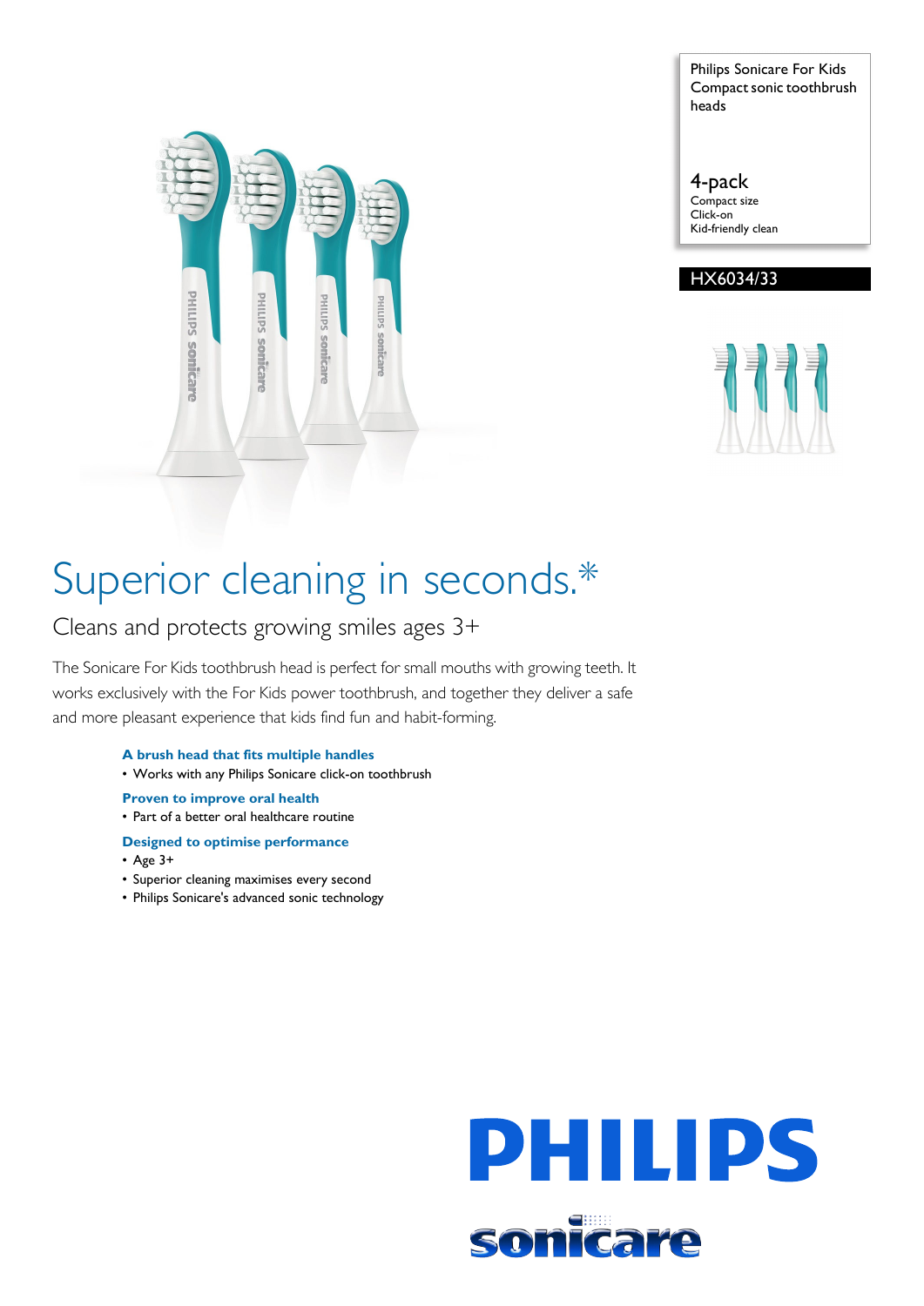Philips Sonicare For Kids
Compact sonic toothbrush heads

4-pack
Compact size
Click-on
Kid-friendly clean

HX6034/33

# Superior cleaning in seconds.*

## Cleans and protects growing smiles ages 3+

The Sonicare For Kids toothbrush head is perfect for small mouths with growing teeth. It works exclusively with the For Kids power toothbrush, and together they deliver a safe and more pleasant experience that kids find fun and habit-forming.

**A brush head that fits multiple handles**
- Works with any Philips Sonicare click-on toothbrush

**Proven to improve oral health**
- Part of a better oral healthcare routine

**Designed to optimise performance**
- Age 3+
- Superior cleaning maximises every second
- Philips Sonicare's advanced sonic technology

PHILIPS
sonicare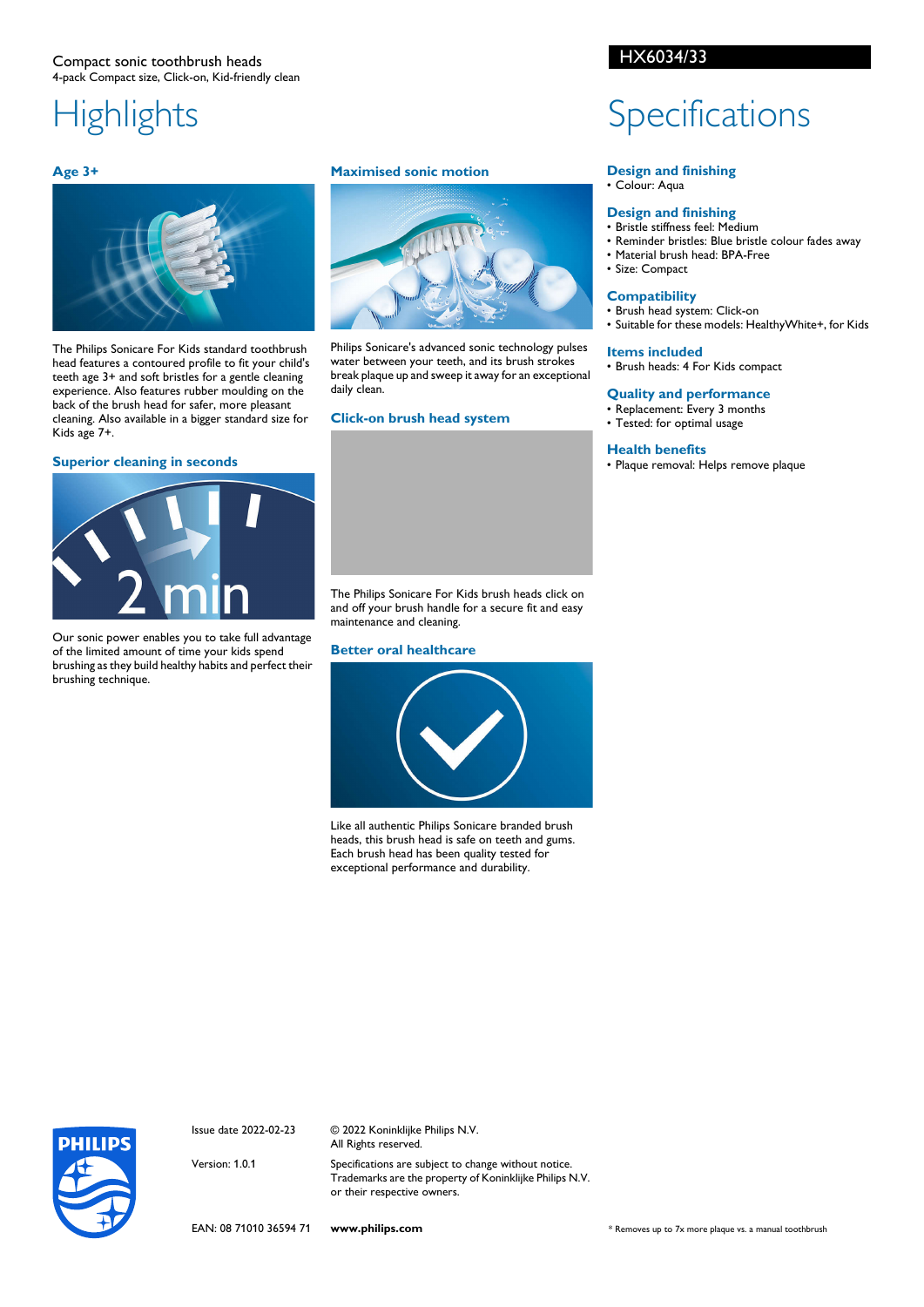Compact sonic toothbrush heads
4-pack Compact size, Click-on, Kid-friendly clean

HX6034/33

# Highlights

### Age 3+

The Philips Sonicare For Kids standard toothbrush head features a contoured profile to fit your child's teeth age 3+ and soft bristles for a gentle cleaning experience. Also features rubber moulding on the back of the brush head for safer, more pleasant cleaning. Also available in a bigger standard size for Kids age 7+.

### Superior cleaning in seconds

2 min

Our sonic power enables you to take full advantage of the limited amount of time your kids spend brushing as they build healthy habits and perfect their brushing technique.

### Maximised sonic motion

Philips Sonicare's advanced sonic technology pulses water between your teeth, and its brush strokes break plaque up and sweep it away for an exceptional daily clean.

### Click-on brush head system

The Philips Sonicare For Kids brush heads click on and off your brush handle for a secure fit and easy maintenance and cleaning.

### Better oral healthcare

Like all authentic Philips Sonicare branded brush heads, this brush head is safe on teeth and gums. Each brush head has been quality tested for exceptional performance and durability.

# Specifications

### Design and finishing
- Colour: Aqua

### Design and finishing
- Bristle stiffness feel: Medium
- Reminder bristles: Blue bristle colour fades away
- Material brush head: BPA-Free
- Size: Compact

### Compatibility
- Brush head system: Click-on
- Suitable for these models: HealthyWhite+, for Kids

### Items included
- Brush heads: 4 For Kids compact

### Quality and performance
- Replacement: Every 3 months
- Tested: for optimal usage

### Health benefits
- Plaque removal: Helps remove plaque

Issue date 2022-02-23

Version: 1.0.1

EAN: 08 71010 36594 71

© 2022 Koninklijke Philips N.V.
All Rights reserved.

Specifications are subject to change without notice. Trademarks are the property of Koninklijke Philips N.V. or their respective owners.

**www.philips.com**

* Removes up to 7x more plaque vs. a manual toothbrush